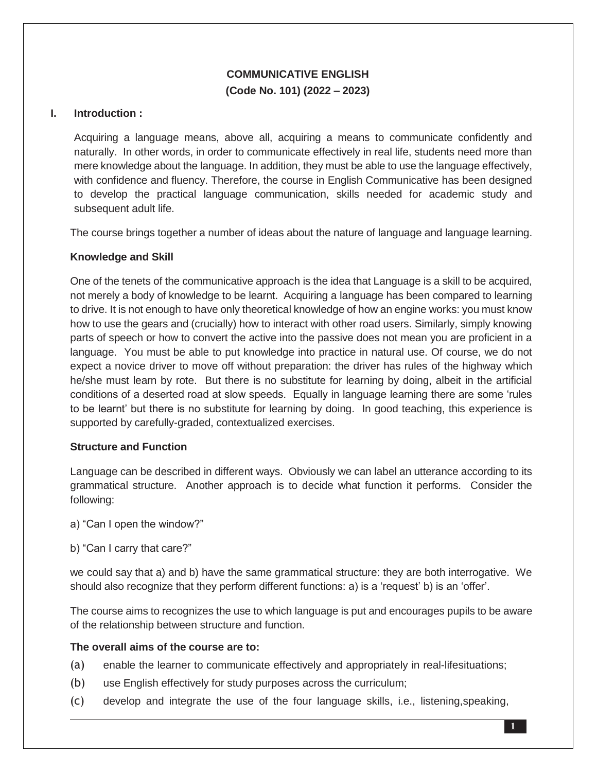**COMMUNICATIVE ENGLISH**
**(Code No. 101) (2022 – 2023)**

## I. Introduction :

Acquiring a language means, above all, acquiring a means to communicate confidently and naturally. In other words, in order to communicate effectively in real life, students need more than mere knowledge about the language. In addition, they must be able to use the language effectively, with confidence and fluency. Therefore, the course in English Communicative has been designed to develop the practical language communication, skills needed for academic study and subsequent adult life.

The course brings together a number of ideas about the nature of language and language learning.

**Knowledge and Skill**

One of the tenets of the communicative approach is the idea that Language is a skill to be acquired, not merely a body of knowledge to be learnt. Acquiring a language has been compared to learning to drive. It is not enough to have only theoretical knowledge of how an engine works: you must know how to use the gears and (crucially) how to interact with other road users. Similarly, simply knowing parts of speech or how to convert the active into the passive does not mean you are proficient in a language. You must be able to put knowledge into practice in natural use. Of course, we do not expect a novice driver to move off without preparation: the driver has rules of the highway which he/she must learn by rote. But there is no substitute for learning by doing, albeit in the artificial conditions of a deserted road at slow speeds. Equally in language learning there are some 'rules to be learnt' but there is no substitute for learning by doing. In good teaching, this experience is supported by carefully-graded, contextualized exercises.

**Structure and Function**

Language can be described in different ways. Obviously we can label an utterance according to its grammatical structure. Another approach is to decide what function it performs. Consider the following:

a) "Can I open the window?"

b) "Can I carry that care?"

we could say that a) and b) have the same grammatical structure: they are both interrogative. We should also recognize that they perform different functions: a) is a 'request' b) is an 'offer'.

The course aims to recognizes the use to which language is put and encourages pupils to be aware of the relationship between structure and function.

**The overall aims of the course are to:**

(a) enable the learner to communicate effectively and appropriately in real-lifesituations;

(b) use English effectively for study purposes across the curriculum;

(c) develop and integrate the use of the four language skills, i.e., listening,speaking,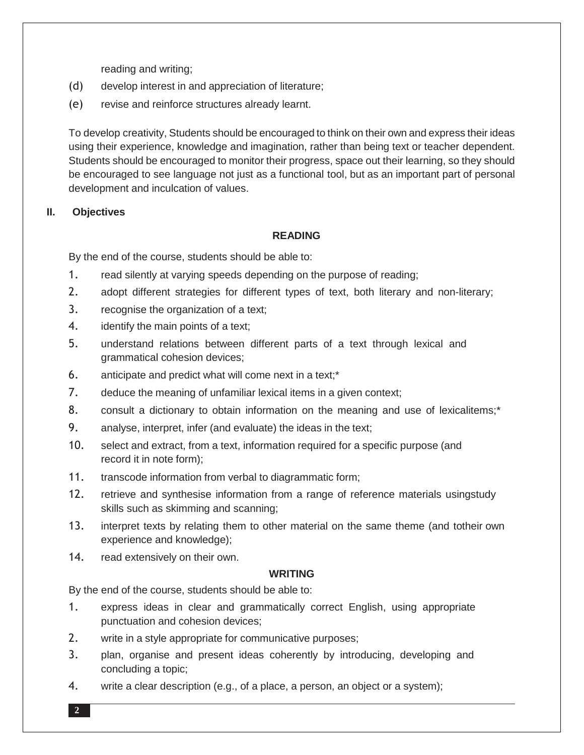reading and writing;

(d) develop interest in and appreciation of literature;

(e) revise and reinforce structures already learnt.

To develop creativity, Students should be encouraged to think on their own and express their ideas using their experience, knowledge and imagination, rather than being text or teacher dependent. Students should be encouraged to monitor their progress, space out their learning, so they should be encouraged to see language not just as a functional tool, but as an important part of personal development and inculcation of values.

## II. Objectives

### READING

By the end of the course, students should be able to:

1. read silently at varying speeds depending on the purpose of reading;
2. adopt different strategies for different types of text, both literary and non-literary;
3. recognise the organization of a text;
4. identify the main points of a text;
5. understand relations between different parts of a text through lexical and grammatical cohesion devices;
6. anticipate and predict what will come next in a text;*
7. deduce the meaning of unfamiliar lexical items in a given context;
8. consult a dictionary to obtain information on the meaning and use of lexicalitems;*
9. analyse, interpret, infer (and evaluate) the ideas in the text;
10. select and extract, from a text, information required for a specific purpose (and record it in note form);
11. transcode information from verbal to diagrammatic form;
12. retrieve and synthesise information from a range of reference materials usingstudy skills such as skimming and scanning;
13. interpret texts by relating them to other material on the same theme (and totheir own experience and knowledge);
14. read extensively on their own.

### WRITING

By the end of the course, students should be able to:

1. express ideas in clear and grammatically correct English, using appropriate punctuation and cohesion devices;
2. write in a style appropriate for communicative purposes;
3. plan, organise and present ideas coherently by introducing, developing and concluding a topic;
4. write a clear description (e.g., of a place, a person, an object or a system);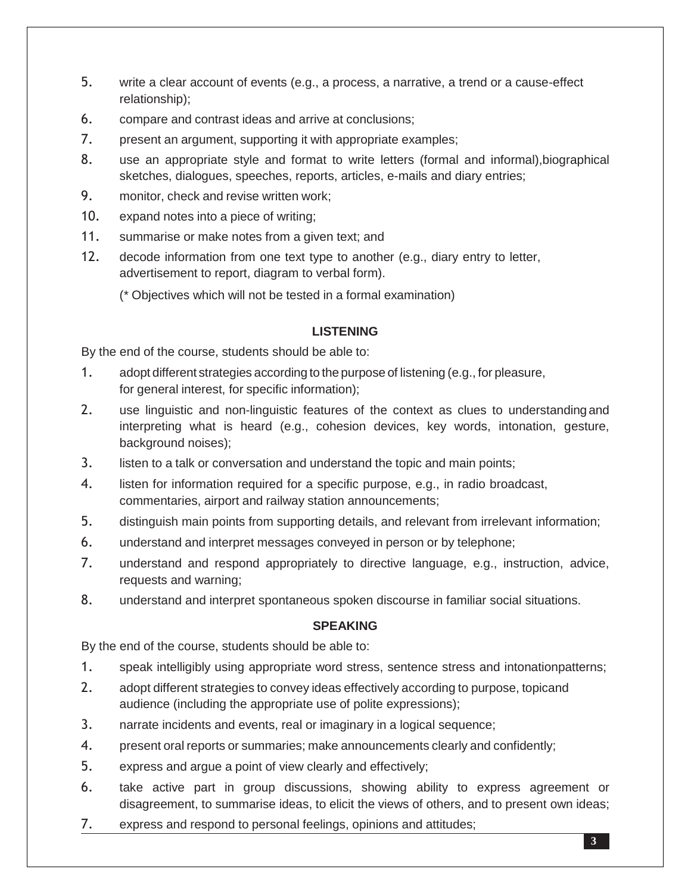5. write a clear account of events (e.g., a process, a narrative, a trend or a cause-effect relationship);
6. compare and contrast ideas and arrive at conclusions;
7. present an argument, supporting it with appropriate examples;
8. use an appropriate style and format to write letters (formal and informal),biographical sketches, dialogues, speeches, reports, articles, e-mails and diary entries;
9. monitor, check and revise written work;
10. expand notes into a piece of writing;
11. summarise or make notes from a given text; and
12. decode information from one text type to another (e.g., diary entry to letter, advertisement to report, diagram to verbal form).

   (* Objectives which will not be tested in a formal examination)

### LISTENING

By the end of the course, students should be able to:

1. adopt different strategies according to the purpose of listening (e.g., for pleasure, for general interest, for specific information);
2. use linguistic and non-linguistic features of the context as clues to understanding and interpreting what is heard (e.g., cohesion devices, key words, intonation, gesture, background noises);
3. listen to a talk or conversation and understand the topic and main points;
4. listen for information required for a specific purpose, e.g., in radio broadcast, commentaries, airport and railway station announcements;
5. distinguish main points from supporting details, and relevant from irrelevant information;
6. understand and interpret messages conveyed in person or by telephone;
7. understand and respond appropriately to directive language, e.g., instruction, advice, requests and warning;
8. understand and interpret spontaneous spoken discourse in familiar social situations.

### SPEAKING

By the end of the course, students should be able to:

1. speak intelligibly using appropriate word stress, sentence stress and intonationpatterns;
2. adopt different strategies to convey ideas effectively according to purpose, topicand audience (including the appropriate use of polite expressions);
3. narrate incidents and events, real or imaginary in a logical sequence;
4. present oral reports or summaries; make announcements clearly and confidently;
5. express and argue a point of view clearly and effectively;
6. take active part in group discussions, showing ability to express agreement or disagreement, to summarise ideas, to elicit the views of others, and to present own ideas;
7. express and respond to personal feelings, opinions and attitudes;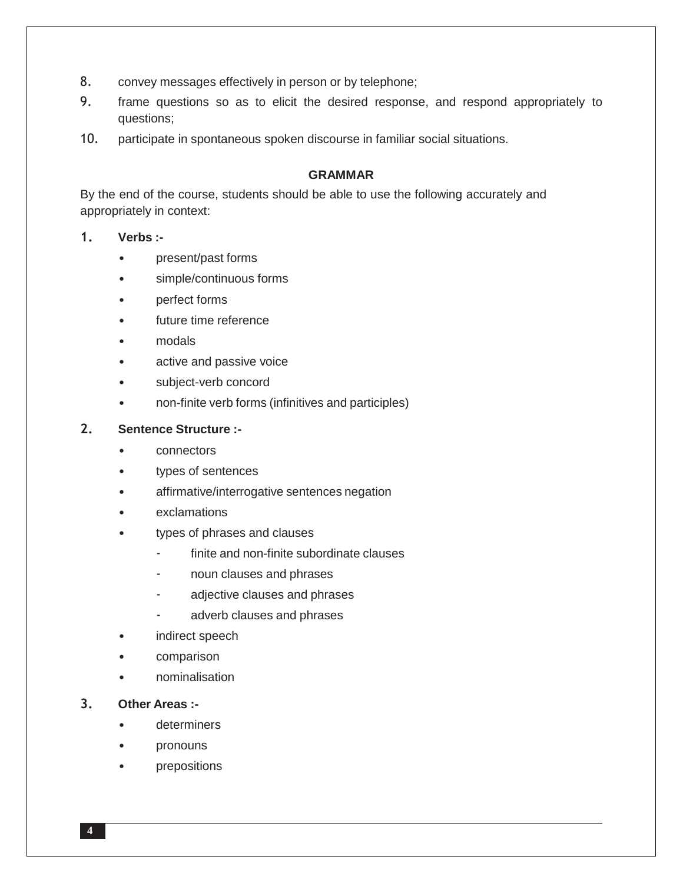8. convey messages effectively in person or by telephone;
9. frame questions so as to elicit the desired response, and respond appropriately to questions;
10. participate in spontaneous spoken discourse in familiar social situations.

## GRAMMAR

By the end of the course, students should be able to use the following accurately and appropriately in context:

1. **Verbs :-**
   - present/past forms
   - simple/continuous forms
   - perfect forms
   - future time reference
   - modals
   - active and passive voice
   - subject-verb concord
   - non-finite verb forms (infinitives and participles)

2. **Sentence Structure :-**
   - connectors
   - types of sentences
   - affirmative/interrogative sentences negation
   - exclamations
   - types of phrases and clauses
     - finite and non-finite subordinate clauses
     - noun clauses and phrases
     - adjective clauses and phrases
     - adverb clauses and phrases
   - indirect speech
   - comparison
   - nominalisation

3. **Other Areas :-**
   - determiners
   - pronouns
   - prepositions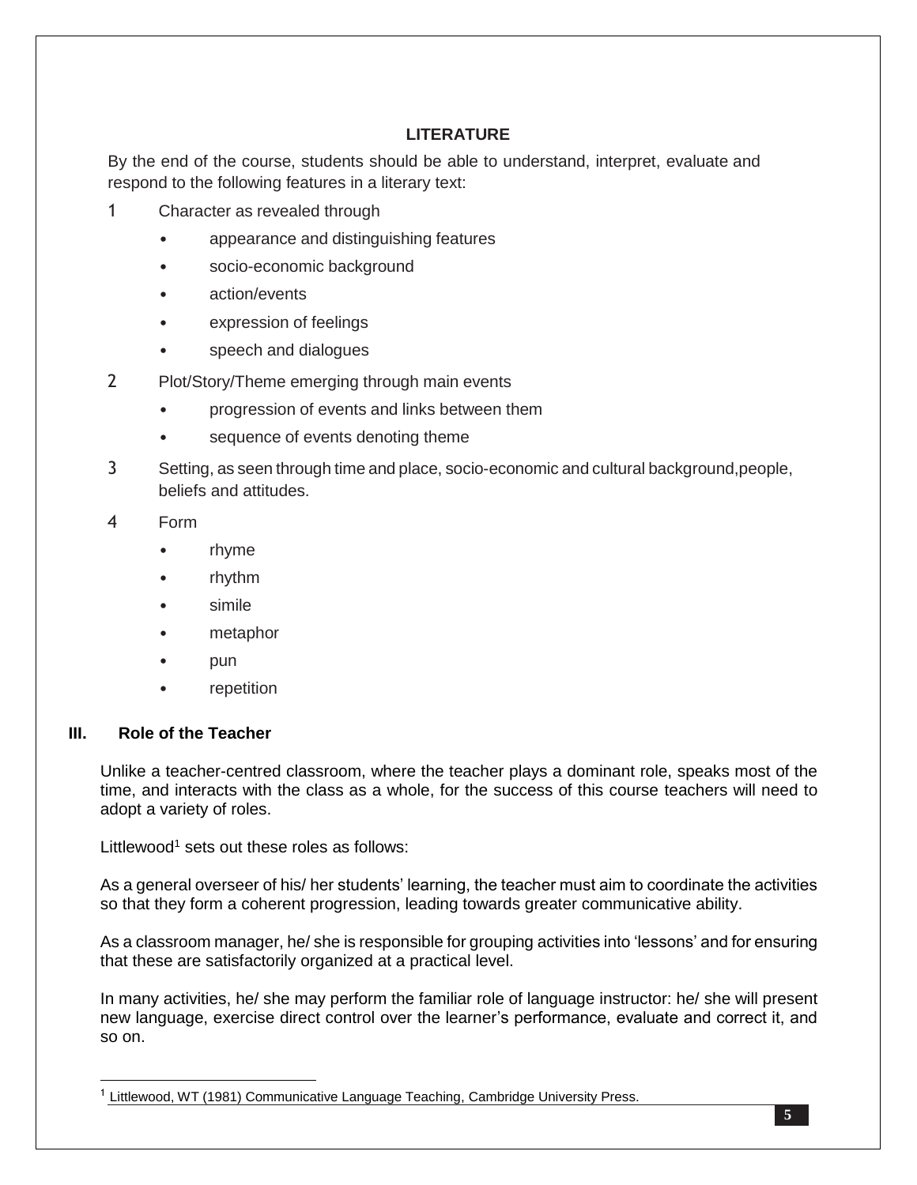## LITERATURE

By the end of the course, students should be able to understand, interpret, evaluate and respond to the following features in a literary text:

1. Character as revealed through
   - appearance and distinguishing features
   - socio-economic background
   - action/events
   - expression of feelings
   - speech and dialogues
2. Plot/Story/Theme emerging through main events
   - progression of events and links between them
   - sequence of events denoting theme
3. Setting, as seen through time and place, socio-economic and cultural background,people, beliefs and attitudes.
4. Form
   - rhyme
   - rhythm
   - simile
   - metaphor
   - pun
   - repetition

### III. Role of the Teacher

Unlike a teacher-centred classroom, where the teacher plays a dominant role, speaks most of the time, and interacts with the class as a whole, for the success of this course teachers will need to adopt a variety of roles.

Littlewood[1] sets out these roles as follows:

As a general overseer of his/ her students' learning, the teacher must aim to coordinate the activities so that they form a coherent progression, leading towards greater communicative ability.

As a classroom manager, he/ she is responsible for grouping activities into 'lessons' and for ensuring that these are satisfactorily organized at a practical level.

In many activities, he/ she may perform the familiar role of language instructor: he/ she will present new language, exercise direct control over the learner's performance, evaluate and correct it, and so on.

[1] Littlewood, WT (1981) Communicative Language Teaching, Cambridge University Press.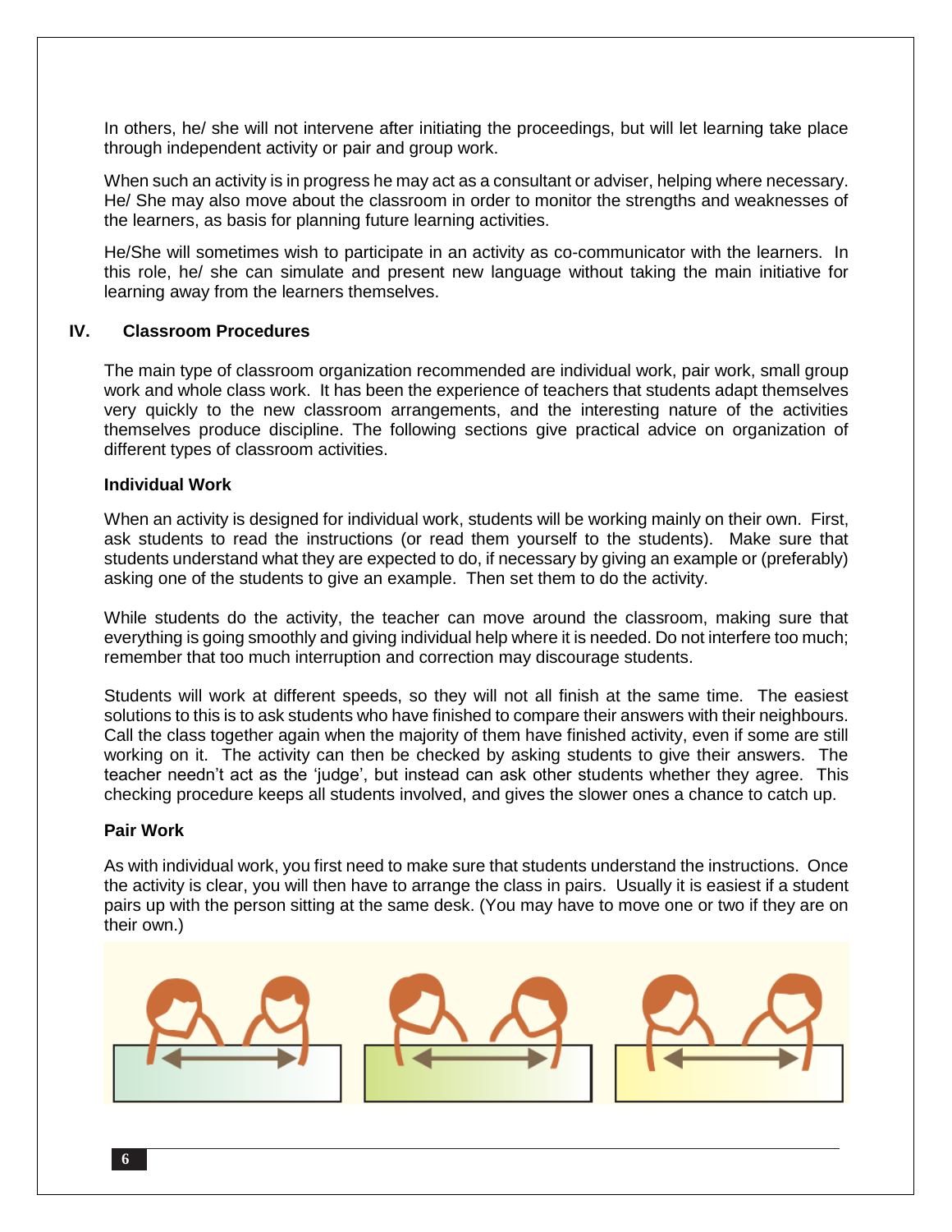In others, he/ she will not intervene after initiating the proceedings, but will let learning take place through independent activity or pair and group work.

When such an activity is in progress he may act as a consultant or adviser, helping where necessary. He/ She may also move about the classroom in order to monitor the strengths and weaknesses of the learners, as basis for planning future learning activities.

He/She will sometimes wish to participate in an activity as co-communicator with the learners. In this role, he/ she can simulate and present new language without taking the main initiative for learning away from the learners themselves.

## IV. Classroom Procedures

The main type of classroom organization recommended are individual work, pair work, small group work and whole class work. It has been the experience of teachers that students adapt themselves very quickly to the new classroom arrangements, and the interesting nature of the activities themselves produce discipline. The following sections give practical advice on organization of different types of classroom activities.

### Individual Work

When an activity is designed for individual work, students will be working mainly on their own. First, ask students to read the instructions (or read them yourself to the students). Make sure that students understand what they are expected to do, if necessary by giving an example or (preferably) asking one of the students to give an example. Then set them to do the activity.

While students do the activity, the teacher can move around the classroom, making sure that everything is going smoothly and giving individual help where it is needed. Do not interfere too much; remember that too much interruption and correction may discourage students.

Students will work at different speeds, so they will not all finish at the same time. The easiest solutions to this is to ask students who have finished to compare their answers with their neighbours. Call the class together again when the majority of them have finished activity, even if some are still working on it. The activity can then be checked by asking students to give their answers. The teacher needn't act as the 'judge', but instead can ask other students whether they agree. This checking procedure keeps all students involved, and gives the slower ones a chance to catch up.

### Pair Work

As with individual work, you first need to make sure that students understand the instructions. Once the activity is clear, you will then have to arrange the class in pairs. Usually it is easiest if a student pairs up with the person sitting at the same desk. (You may have to move one or two if they are on their own.)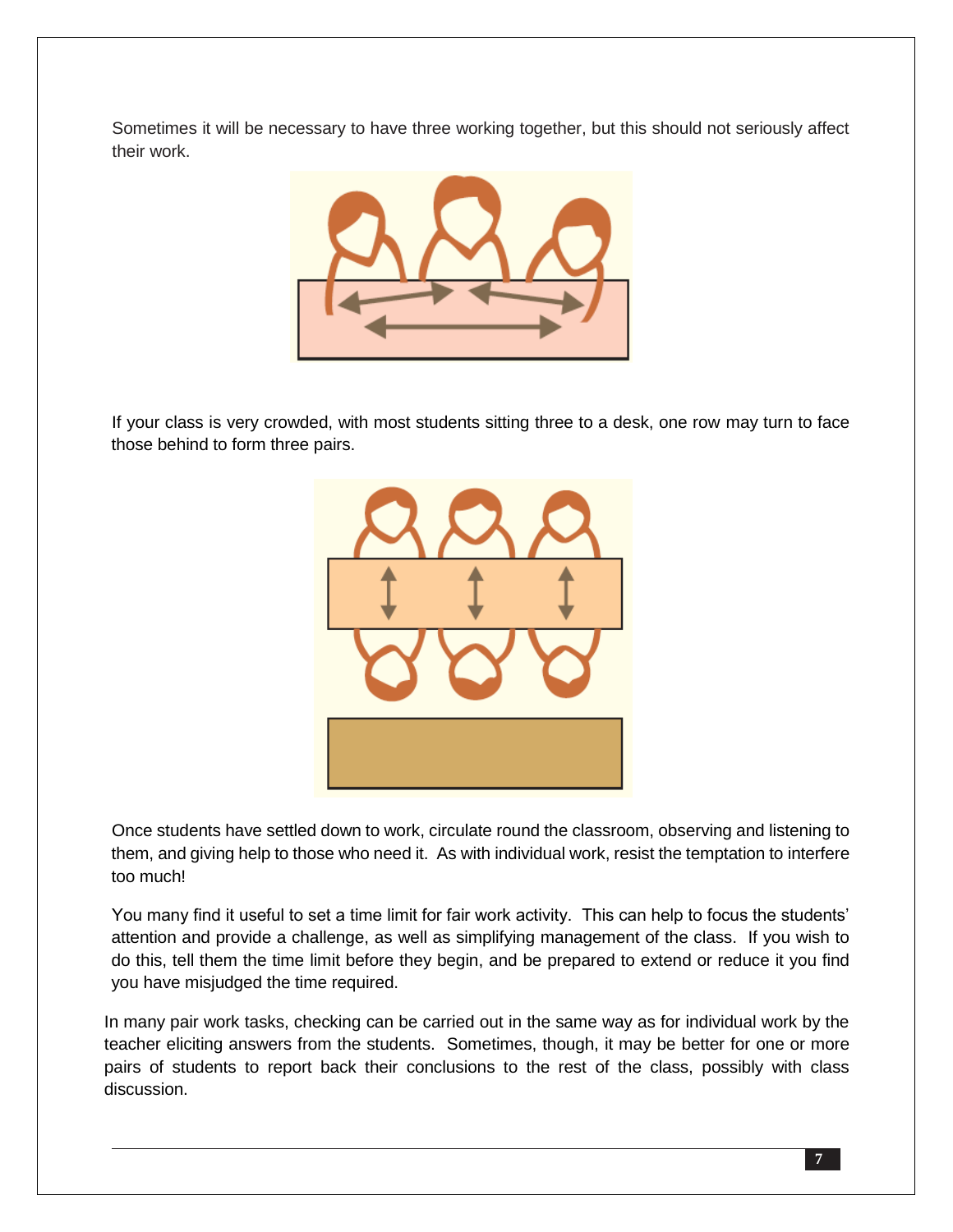Sometimes it will be necessary to have three working together, but this should not seriously affect their work.

If your class is very crowded, with most students sitting three to a desk, one row may turn to face those behind to form three pairs.

Once students have settled down to work, circulate round the classroom, observing and listening to them, and giving help to those who need it. As with individual work, resist the temptation to interfere too much!

You many find it useful to set a time limit for fair work activity. This can help to focus the students' attention and provide a challenge, as well as simplifying management of the class. If you wish to do this, tell them the time limit before they begin, and be prepared to extend or reduce it you find you have misjudged the time required.

In many pair work tasks, checking can be carried out in the same way as for individual work by the teacher eliciting answers from the students. Sometimes, though, it may be better for one or more pairs of students to report back their conclusions to the rest of the class, possibly with class discussion.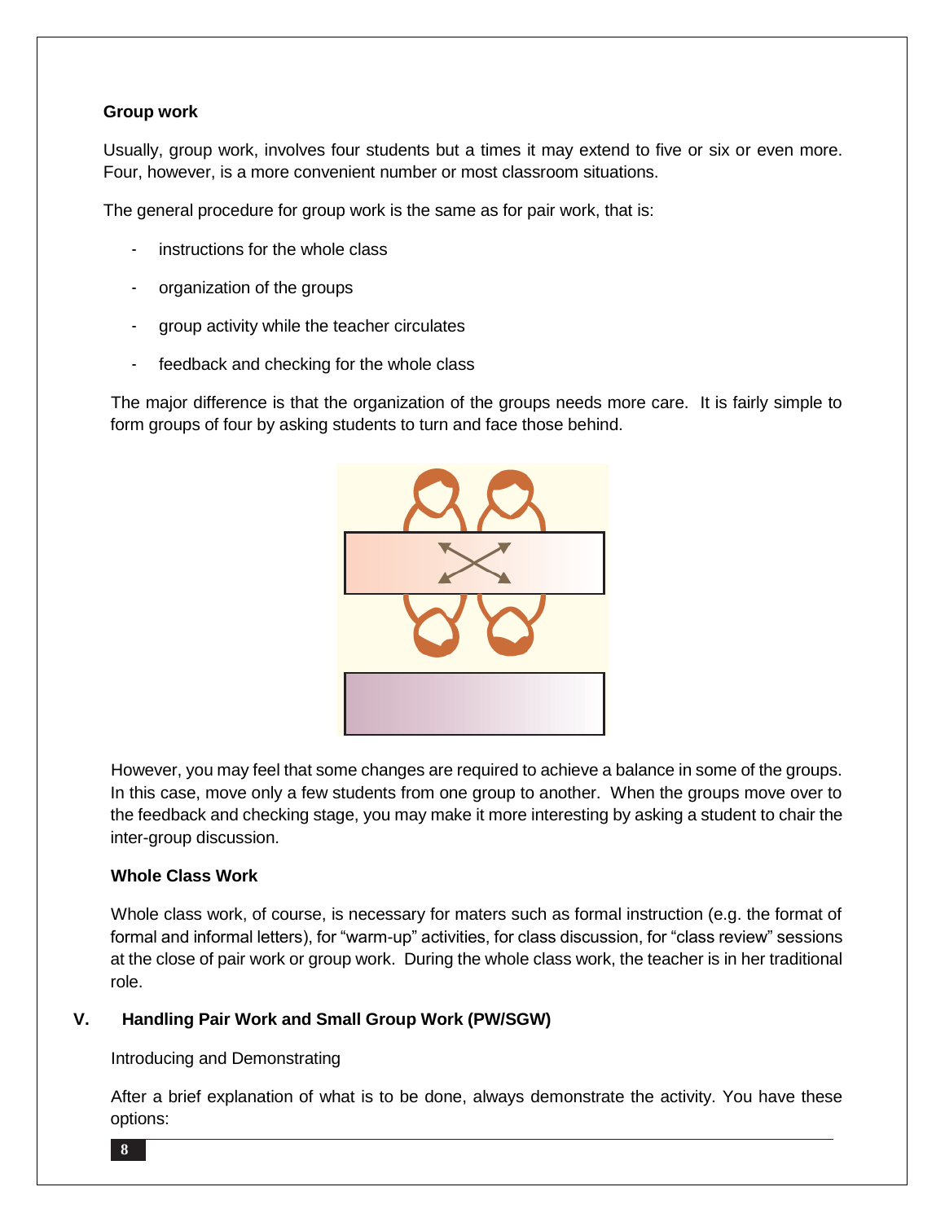**Group work**

Usually, group work, involves four students but a times it may extend to five or six or even more. Four, however, is a more convenient number or most classroom situations.

The general procedure for group work is the same as for pair work, that is:

- instructions for the whole class
- organization of the groups
- group activity while the teacher circulates
- feedback and checking for the whole class

The major difference is that the organization of the groups needs more care. It is fairly simple to form groups of four by asking students to turn and face those behind.

However, you may feel that some changes are required to achieve a balance in some of the groups. In this case, move only a few students from one group to another. When the groups move over to the feedback and checking stage, you may make it more interesting by asking a student to chair the inter-group discussion.

**Whole Class Work**

Whole class work, of course, is necessary for maters such as formal instruction (e.g. the format of formal and informal letters), for "warm-up" activities, for class discussion, for "class review" sessions at the close of pair work or group work. During the whole class work, the teacher is in her traditional role.

## V. Handling Pair Work and Small Group Work (PW/SGW)

Introducing and Demonstrating

After a brief explanation of what is to be done, always demonstrate the activity. You have these options: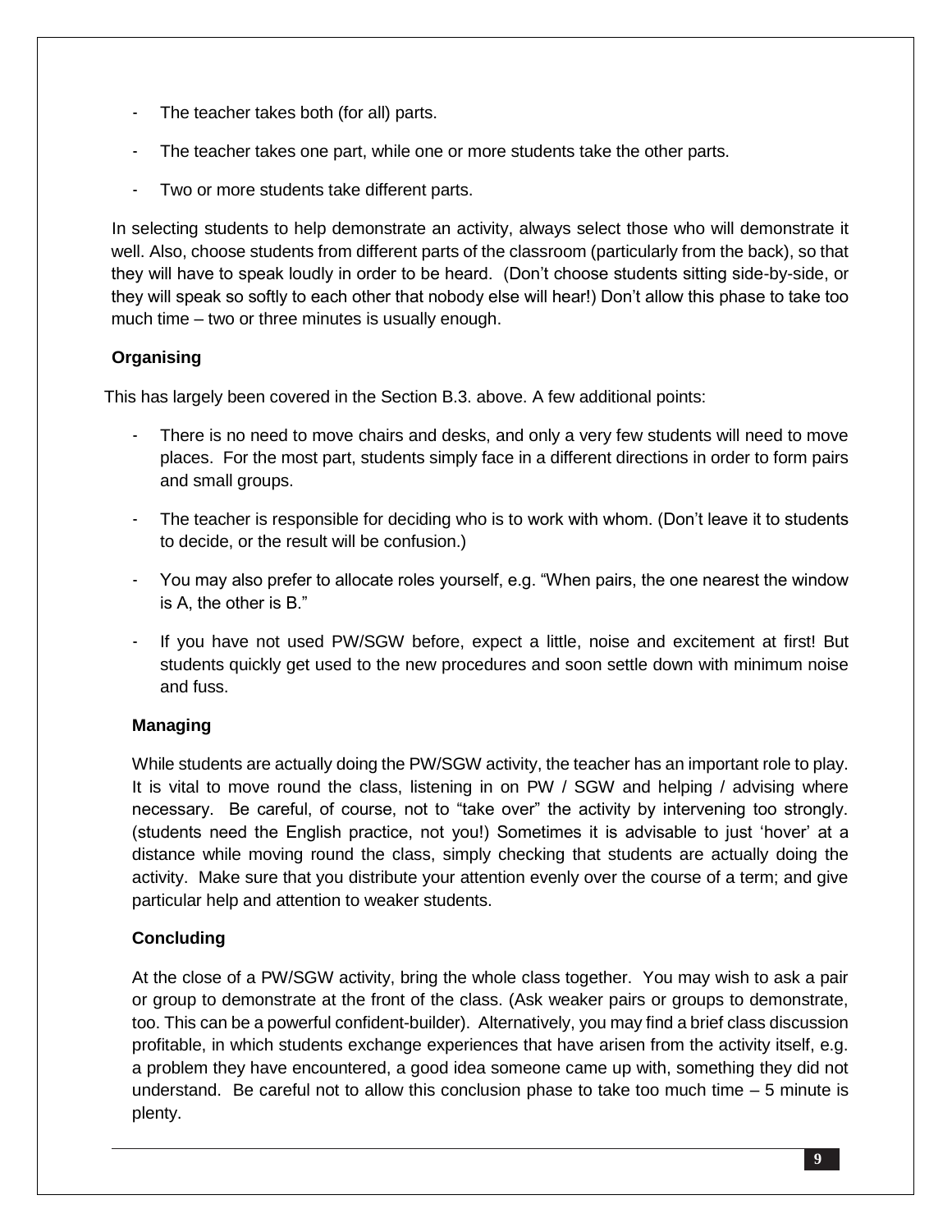- The teacher takes both (for all) parts.
- The teacher takes one part, while one or more students take the other parts.
- Two or more students take different parts.

In selecting students to help demonstrate an activity, always select those who will demonstrate it well. Also, choose students from different parts of the classroom (particularly from the back), so that they will have to speak loudly in order to be heard. (Don't choose students sitting side-by-side, or they will speak so softly to each other that nobody else will hear!) Don't allow this phase to take too much time – two or three minutes is usually enough.

**Organising**

This has largely been covered in the Section B.3. above. A few additional points:

- There is no need to move chairs and desks, and only a very few students will need to move places. For the most part, students simply face in a different directions in order to form pairs and small groups.
- The teacher is responsible for deciding who is to work with whom. (Don't leave it to students to decide, or the result will be confusion.)
- You may also prefer to allocate roles yourself, e.g. "When pairs, the one nearest the window is A, the other is B."
- If you have not used PW/SGW before, expect a little, noise and excitement at first! But students quickly get used to the new procedures and soon settle down with minimum noise and fuss.

**Managing**

While students are actually doing the PW/SGW activity, the teacher has an important role to play. It is vital to move round the class, listening in on PW / SGW and helping / advising where necessary. Be careful, of course, not to "take over" the activity by intervening too strongly. (students need the English practice, not you!) Sometimes it is advisable to just 'hover' at a distance while moving round the class, simply checking that students are actually doing the activity. Make sure that you distribute your attention evenly over the course of a term; and give particular help and attention to weaker students.

**Concluding**

At the close of a PW/SGW activity, bring the whole class together. You may wish to ask a pair or group to demonstrate at the front of the class. (Ask weaker pairs or groups to demonstrate, too. This can be a powerful confident-builder). Alternatively, you may find a brief class discussion profitable, in which students exchange experiences that have arisen from the activity itself, e.g. a problem they have encountered, a good idea someone came up with, something they did not understand. Be careful not to allow this conclusion phase to take too much time – 5 minute is plenty.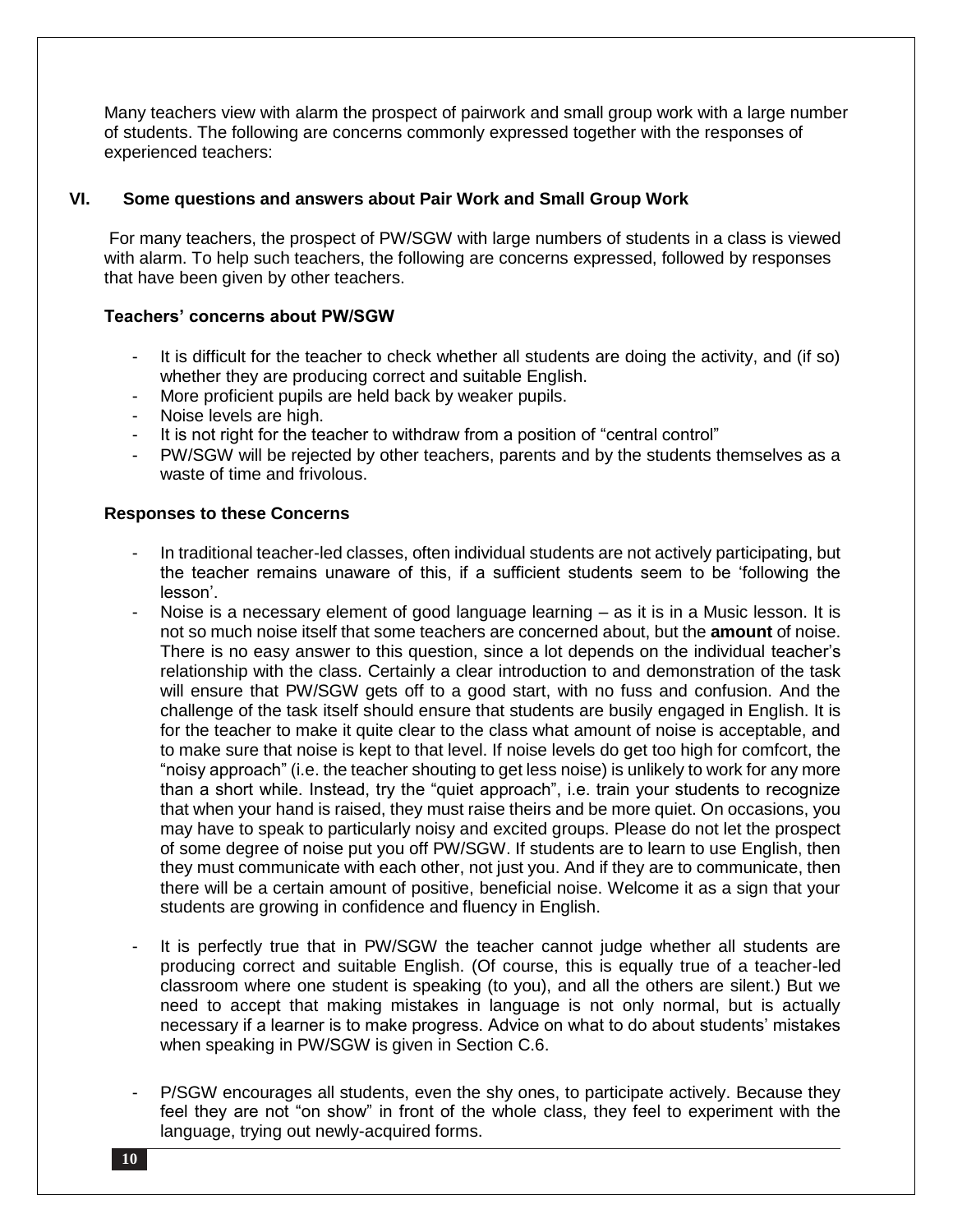Many teachers view with alarm the prospect of pairwork and small group work with a large number of students. The following are concerns commonly expressed together with the responses of experienced teachers:

## VI. Some questions and answers about Pair Work and Small Group Work

For many teachers, the prospect of PW/SGW with large numbers of students in a class is viewed with alarm. To help such teachers, the following are concerns expressed, followed by responses that have been given by other teachers.

### Teachers' concerns about PW/SGW

- It is difficult for the teacher to check whether all students are doing the activity, and (if so) whether they are producing correct and suitable English.
- More proficient pupils are held back by weaker pupils.
- Noise levels are high.
- It is not right for the teacher to withdraw from a position of "central control"
- PW/SGW will be rejected by other teachers, parents and by the students themselves as a waste of time and frivolous.

### Responses to these Concerns

- In traditional teacher-led classes, often individual students are not actively participating, but the teacher remains unaware of this, if a sufficient students seem to be 'following the lesson'.
- Noise is a necessary element of good language learning – as it is in a Music lesson. It is not so much noise itself that some teachers are concerned about, but the **amount** of noise. There is no easy answer to this question, since a lot depends on the individual teacher's relationship with the class. Certainly a clear introduction to and demonstration of the task will ensure that PW/SGW gets off to a good start, with no fuss and confusion. And the challenge of the task itself should ensure that students are busily engaged in English. It is for the teacher to make it quite clear to the class what amount of noise is acceptable, and to make sure that noise is kept to that level. If noise levels do get too high for comfcort, the "noisy approach" (i.e. the teacher shouting to get less noise) is unlikely to work for any more than a short while. Instead, try the "quiet approach", i.e. train your students to recognize that when your hand is raised, they must raise theirs and be more quiet. On occasions, you may have to speak to particularly noisy and excited groups. Please do not let the prospect of some degree of noise put you off PW/SGW. If students are to learn to use English, then they must communicate with each other, not just you. And if they are to communicate, then there will be a certain amount of positive, beneficial noise. Welcome it as a sign that your students are growing in confidence and fluency in English.
- It is perfectly true that in PW/SGW the teacher cannot judge whether all students are producing correct and suitable English. (Of course, this is equally true of a teacher-led classroom where one student is speaking (to you), and all the others are silent.) But we need to accept that making mistakes in language is not only normal, but is actually necessary if a learner is to make progress. Advice on what to do about students' mistakes when speaking in PW/SGW is given in Section C.6.
- P/SGW encourages all students, even the shy ones, to participate actively. Because they feel they are not "on show" in front of the whole class, they feel to experiment with the language, trying out newly-acquired forms.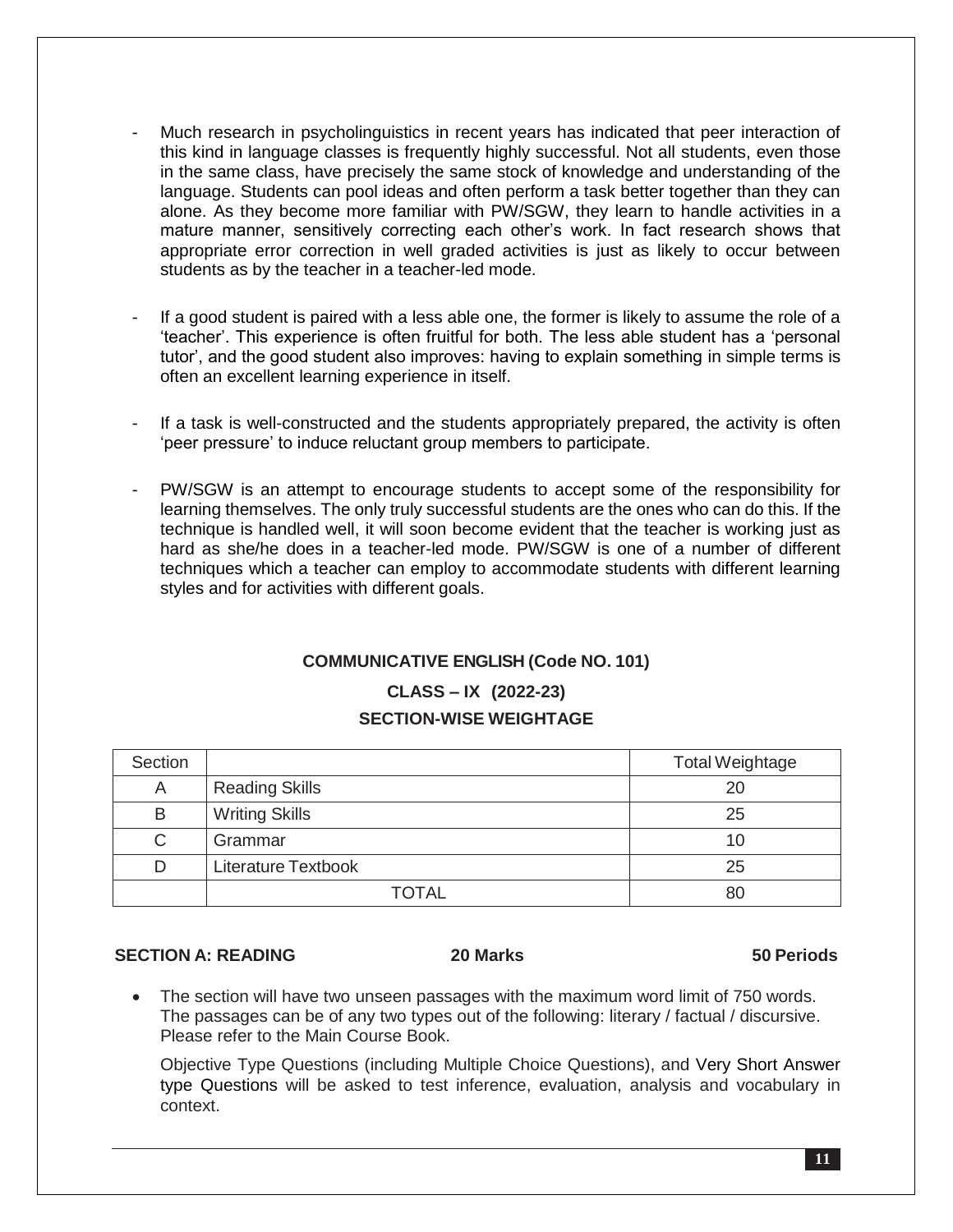- Much research in psycholinguistics in recent years has indicated that peer interaction of this kind in language classes is frequently highly successful. Not all students, even those in the same class, have precisely the same stock of knowledge and understanding of the language. Students can pool ideas and often perform a task better together than they can alone. As they become more familiar with PW/SGW, they learn to handle activities in a mature manner, sensitively correcting each other's work. In fact research shows that appropriate error correction in well graded activities is just as likely to occur between students as by the teacher in a teacher-led mode.

- If a good student is paired with a less able one, the former is likely to assume the role of a 'teacher'. This experience is often fruitful for both. The less able student has a 'personal tutor', and the good student also improves: having to explain something in simple terms is often an excellent learning experience in itself.

- If a task is well-constructed and the students appropriately prepared, the activity is often 'peer pressure' to induce reluctant group members to participate.

- PW/SGW is an attempt to encourage students to accept some of the responsibility for learning themselves. The only truly successful students are the ones who can do this. If the technique is handled well, it will soon become evident that the teacher is working just as hard as she/he does in a teacher-led mode. PW/SGW is one of a number of different techniques which a teacher can employ to accommodate students with different learning styles and for activities with different goals.

**COMMUNICATIVE ENGLISH (Code NO. 101)**

**CLASS – IX (2022-23)**

**SECTION-WISE WEIGHTAGE**

| Section | | Total Weightage |
|---|---|---|
| A | Reading Skills | 20 |
| B | Writing Skills | 25 |
| C | Grammar | 10 |
| D | Literature Textbook | 25 |
| | TOTAL | 80 |

**SECTION A: READING 20 Marks 50 Periods**

- The section will have two unseen passages with the maximum word limit of 750 words. The passages can be of any two types out of the following: literary / factual / discursive. Please refer to the Main Course Book.

  Objective Type Questions (including Multiple Choice Questions), and Very Short Answer type Questions will be asked to test inference, evaluation, analysis and vocabulary in context.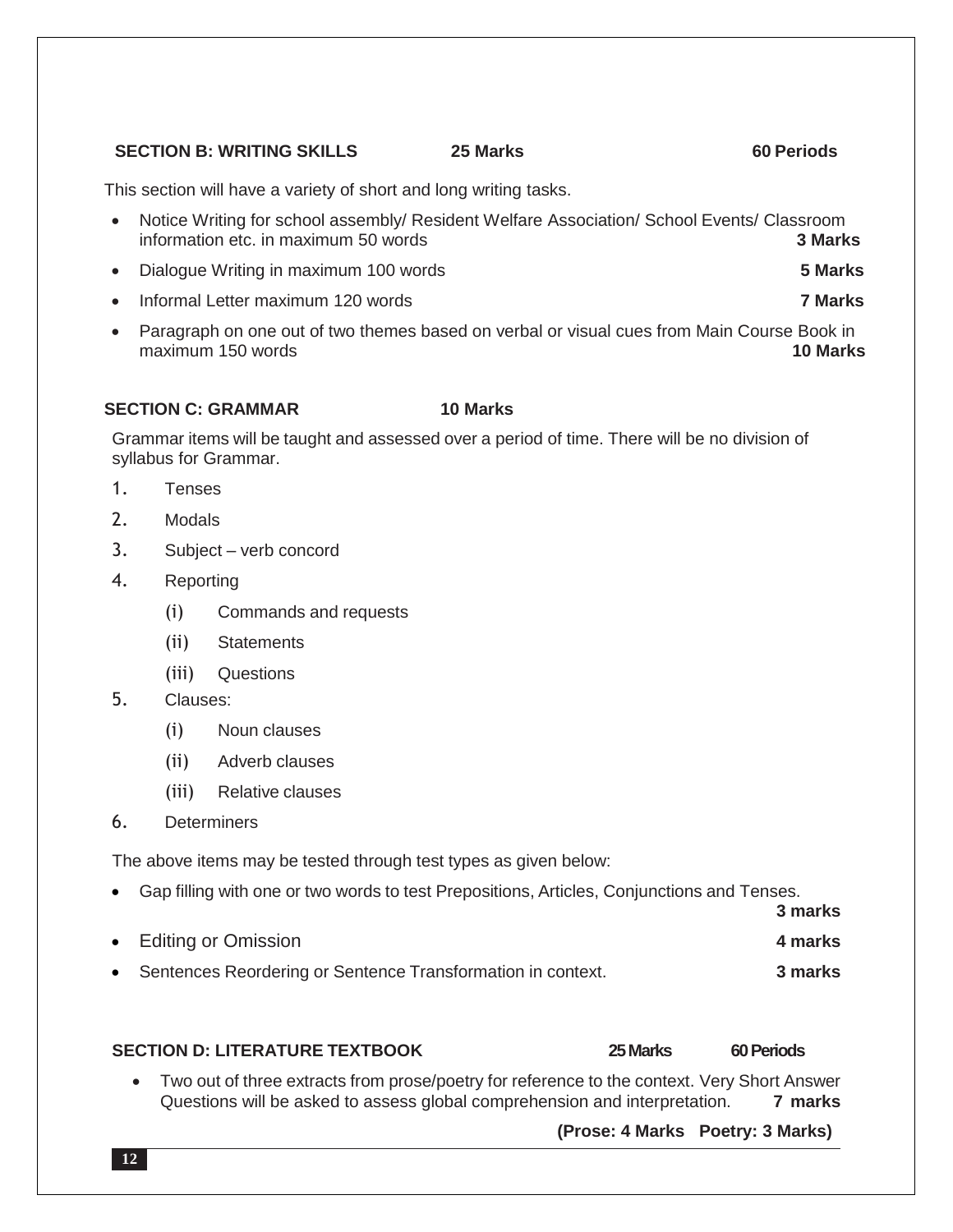## SECTION B: WRITING SKILLS 25 Marks 60 Periods

This section will have a variety of short and long writing tasks.

- Notice Writing for school assembly/ Resident Welfare Association/ School Events/ Classroom information etc. in maximum 50 words **3 Marks**
- Dialogue Writing in maximum 100 words **5 Marks**
- Informal Letter maximum 120 words **7 Marks**
- Paragraph on one out of two themes based on verbal or visual cues from Main Course Book in maximum 150 words **10 Marks**

## SECTION C: GRAMMAR 10 Marks

Grammar items will be taught and assessed over a period of time. There will be no division of syllabus for Grammar.

1. Tenses
2. Modals
3. Subject – verb concord
4. Reporting
   - (i) Commands and requests
   - (ii) Statements
   - (iii) Questions
5. Clauses:
   - (i) Noun clauses
   - (ii) Adverb clauses
   - (iii) Relative clauses
6. Determiners

The above items may be tested through test types as given below:

- Gap filling with one or two words to test Prepositions, Articles, Conjunctions and Tenses. **3 marks**
- Editing or Omission **4 marks**
- Sentences Reordering or Sentence Transformation in context. **3 marks**

## SECTION D: LITERATURE TEXTBOOK 25 Marks 60 Periods

- Two out of three extracts from prose/poetry for reference to the context. Very Short Answer Questions will be asked to assess global comprehension and interpretation. **7 marks**

  **(Prose: 4 Marks Poetry: 3 Marks)**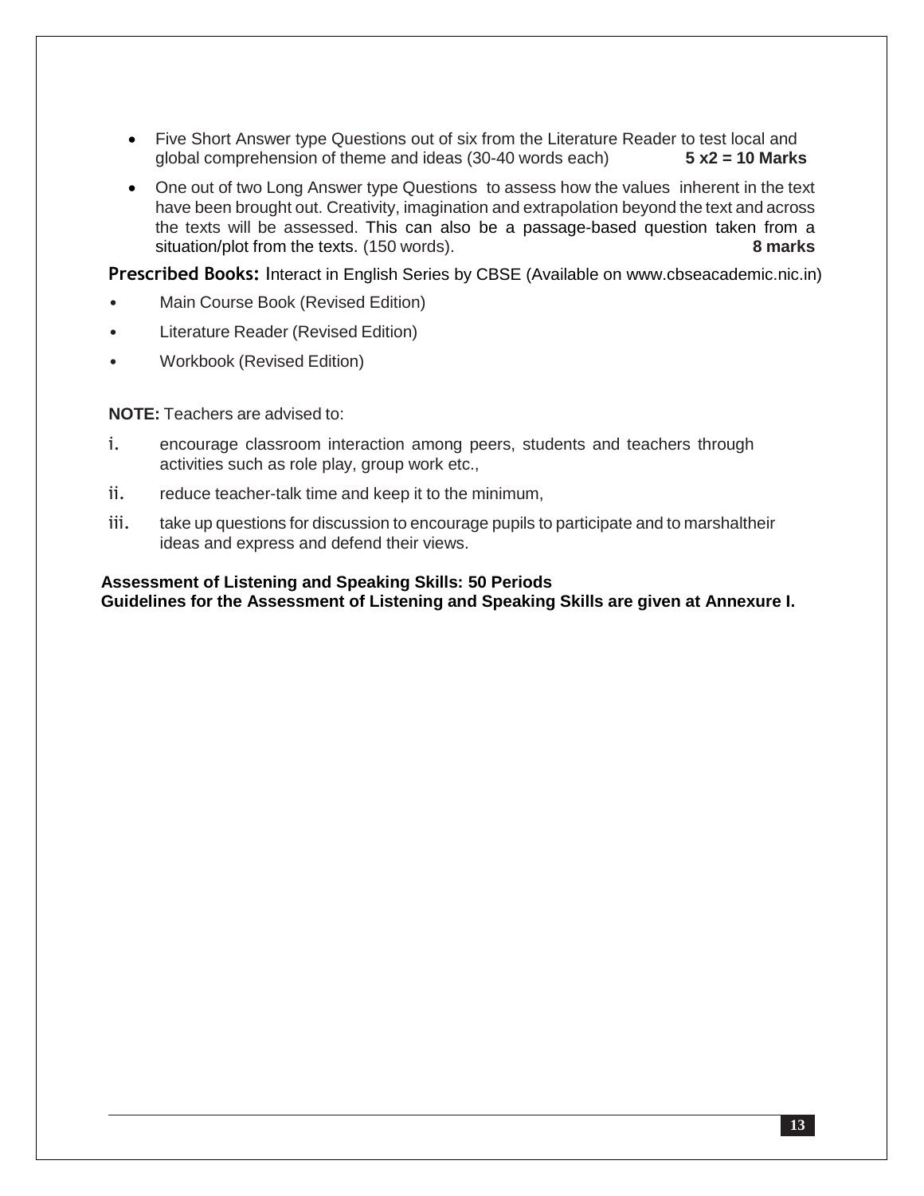- Five Short Answer type Questions out of six from the Literature Reader to test local and global comprehension of theme and ideas (30-40 words each) **5 x2 = 10 Marks**
- One out of two Long Answer type Questions to assess how the values inherent in the text have been brought out. Creativity, imagination and extrapolation beyond the text and across the texts will be assessed. This can also be a passage-based question taken from a situation/plot from the texts. (150 words). **8 marks**

**Prescribed Books:** Interact in English Series by CBSE (Available on www.cbseacademic.nic.in)

- Main Course Book (Revised Edition)
- Literature Reader (Revised Edition)
- Workbook (Revised Edition)

**NOTE:** Teachers are advised to:

i. encourage classroom interaction among peers, students and teachers through activities such as role play, group work etc.,

ii. reduce teacher-talk time and keep it to the minimum,

iii. take up questions for discussion to encourage pupils to participate and to marshaltheir ideas and express and defend their views.

**Assessment of Listening and Speaking Skills: 50 Periods**
**Guidelines for the Assessment of Listening and Speaking Skills are given at Annexure I.**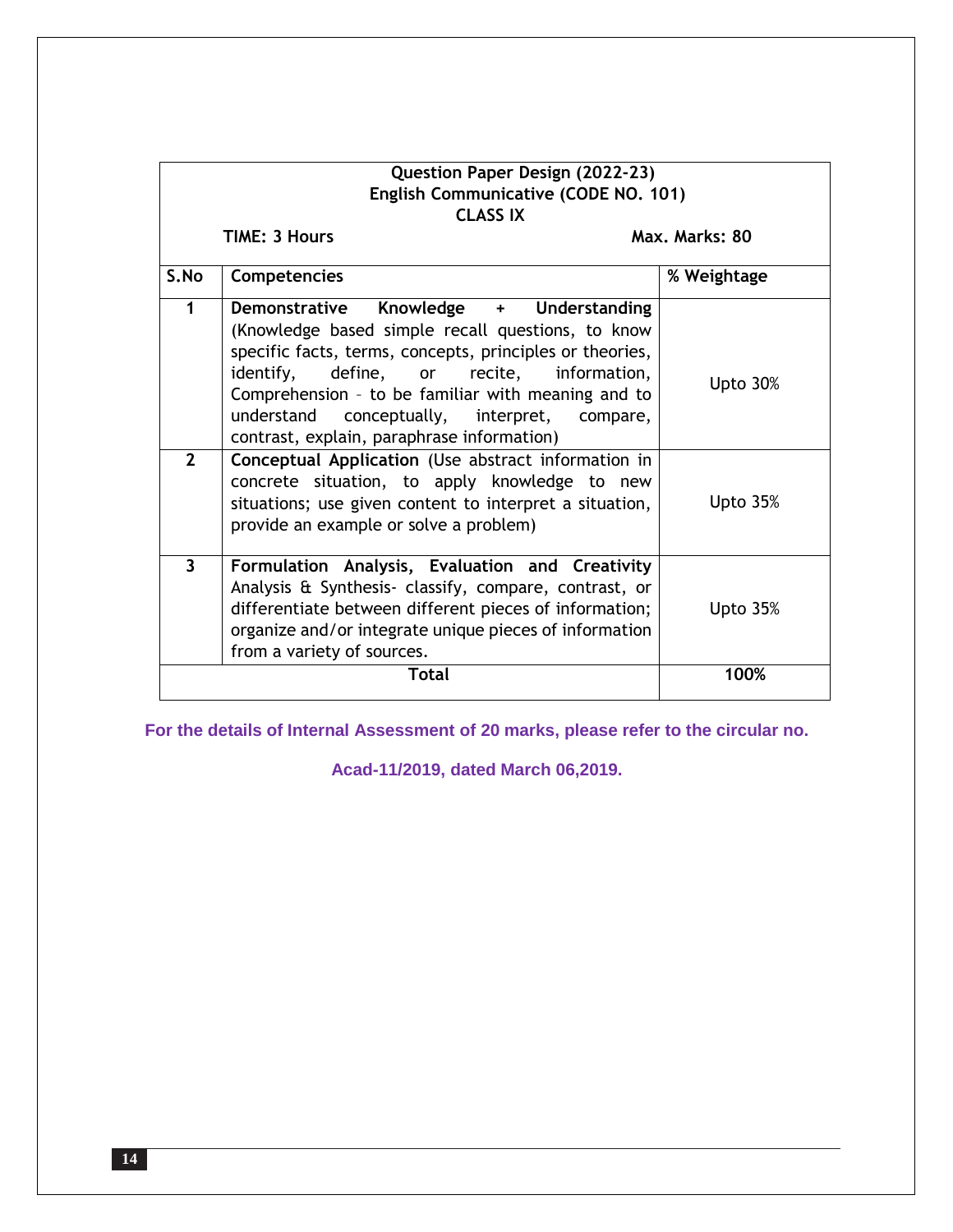**Question Paper Design (2022-23)**
**English Communicative (CODE NO. 101)**
**CLASS IX**

**TIME: 3 Hours** **Max. Marks: 80**

| S.No | Competencies | % Weightage |
|---|---|---|
| 1 | **Demonstrative Knowledge + Understanding** (Knowledge based simple recall questions, to know specific facts, terms, concepts, principles or theories, identify, define, or recite, information, Comprehension – to be familiar with meaning and to understand conceptually, interpret, compare, contrast, explain, paraphrase information) | Upto 30% |
| 2 | **Conceptual Application** (Use abstract information in concrete situation, to apply knowledge to new situations; use given content to interpret a situation, provide an example or solve a problem) | Upto 35% |
| 3 | **Formulation Analysis, Evaluation and Creativity** Analysis & Synthesis- classify, compare, contrast, or differentiate between different pieces of information; organize and/or integrate unique pieces of information from a variety of sources. | Upto 35% |
| | **Total** | **100%** |

**For the details of Internal Assessment of 20 marks, please refer to the circular no. Acad-11/2019, dated March 06,2019.**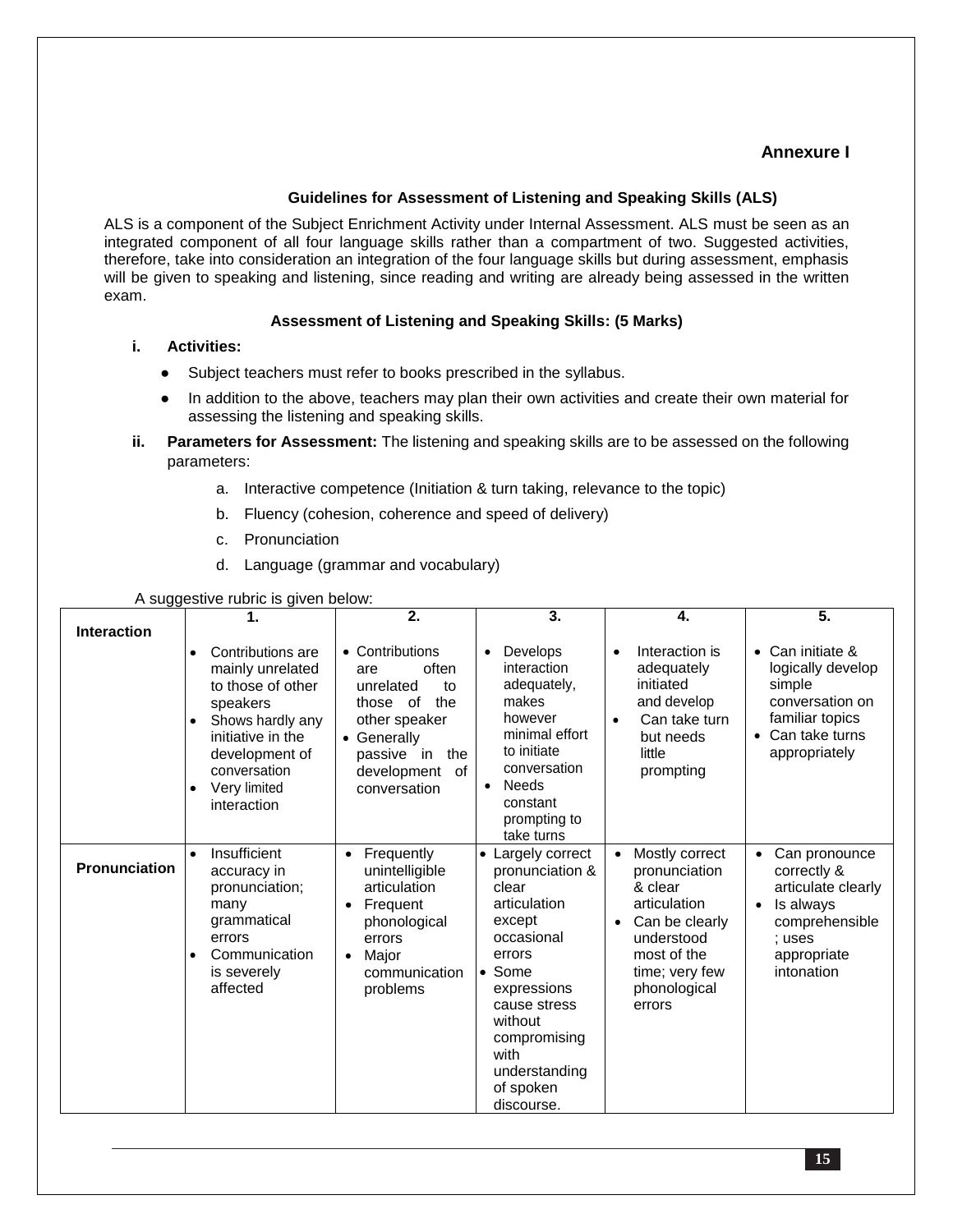**Annexure I**

### Guidelines for Assessment of Listening and Speaking Skills (ALS)

ALS is a component of the Subject Enrichment Activity under Internal Assessment. ALS must be seen as an integrated component of all four language skills rather than a compartment of two. Suggested activities, therefore, take into consideration an integration of the four language skills but during assessment, emphasis will be given to speaking and listening, since reading and writing are already being assessed in the written exam.

**Assessment of Listening and Speaking Skills: (5 Marks)**

**i. Activities:**

- Subject teachers must refer to books prescribed in the syllabus.
- In addition to the above, teachers may plan their own activities and create their own material for assessing the listening and speaking skills.

**ii. Parameters for Assessment:** The listening and speaking skills are to be assessed on the following parameters:

a. Interactive competence (Initiation & turn taking, relevance to the topic)

b. Fluency (cohesion, coherence and speed of delivery)

c. Pronunciation

d. Language (grammar and vocabulary)

A suggestive rubric is given below:

| | 1. | 2. | 3. | 4. | 5. |
|---|---|---|---|---|---|
| **Interaction** | • Contributions are mainly unrelated to those of other speakers<br>• Shows hardly any initiative in the development of conversation<br>• Very limited interaction | • Contributions are often unrelated to those of the other speaker<br>• Generally passive in the development of conversation | • Develops interaction adequately, makes however minimal effort to initiate conversation<br>• Needs constant prompting to take turns | • Interaction is adequately initiated and develop<br>• Can take turn but needs little prompting | • Can initiate & logically develop simple conversation on familiar topics<br>• Can take turns appropriately |
| **Pronunciation** | • Insufficient accuracy in pronunciation; many grammatical errors<br>• Communication is severely affected | • Frequently unintelligible articulation<br>• Frequent phonological errors<br>• Major communication problems | • Largely correct pronunciation & clear articulation except occasional errors<br>• Some expressions cause stress without compromising with understanding of spoken discourse. | • Mostly correct pronunciation & clear articulation<br>• Can be clearly understood most of the time; very few phonological errors | • Can pronounce correctly & articulate clearly<br>• Is always comprehensible ; uses appropriate intonation |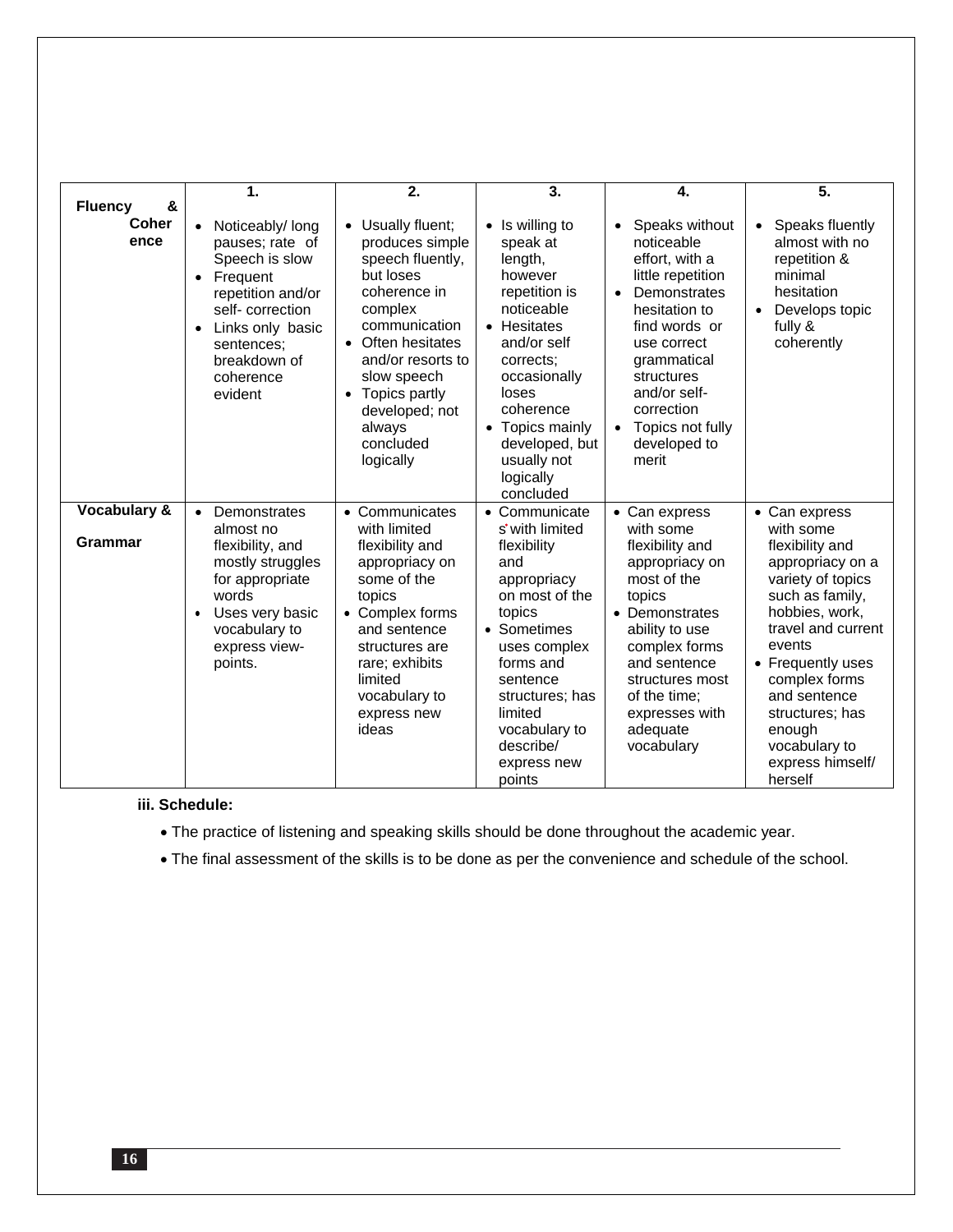| | 1. | 2. | 3. | 4. | 5. |
|---|---|---|---|---|---|
| **Fluency & Coherence** | • Noticeably/ long pauses; rate of Speech is slow<br>• Frequent repetition and/or self- correction<br>• Links only basic sentences; breakdown of coherence evident | • Usually fluent; produces simple speech fluently, but loses coherence in complex communication<br>• Often hesitates and/or resorts to slow speech<br>• Topics partly developed; not always concluded logically | • Is willing to speak at length, however repetition is noticeable<br>• Hesitates and/or self corrects; occasionally loses coherence<br>• Topics mainly developed, but usually not logically concluded | • Speaks without noticeable effort, with a little repetition<br>• Demonstrates hesitation to find words or use correct grammatical structures and/or self-correction<br>• Topics not fully developed to merit | • Speaks fluently almost with no repetition & minimal hesitation<br>• Develops topic fully & coherently |
| **Vocabulary & Grammar** | • Demonstrates almost no flexibility, and mostly struggles for appropriate words<br>• Uses very basic vocabulary to express view-points. | • Communicates with limited flexibility and appropriacy on some of the topics<br>• Complex forms and sentence structures are rare; exhibits limited vocabulary to express new ideas | • Communicates with limited flexibility and appropriacy on most of the topics<br>• Sometimes uses complex forms and sentence structures; has limited vocabulary to describe/ express new points | • Can express with some flexibility and appropriacy on most of the topics<br>• Demonstrates ability to use complex forms and sentence structures most of the time; expresses with adequate vocabulary | • Can express with some flexibility and appropriacy on a variety of topics such as family, hobbies, work, travel and current events<br>• Frequently uses complex forms and sentence structures; has enough vocabulary to express himself/ herself |

**iii. Schedule:**

- The practice of listening and speaking skills should be done throughout the academic year.
- The final assessment of the skills is to be done as per the convenience and schedule of the school.